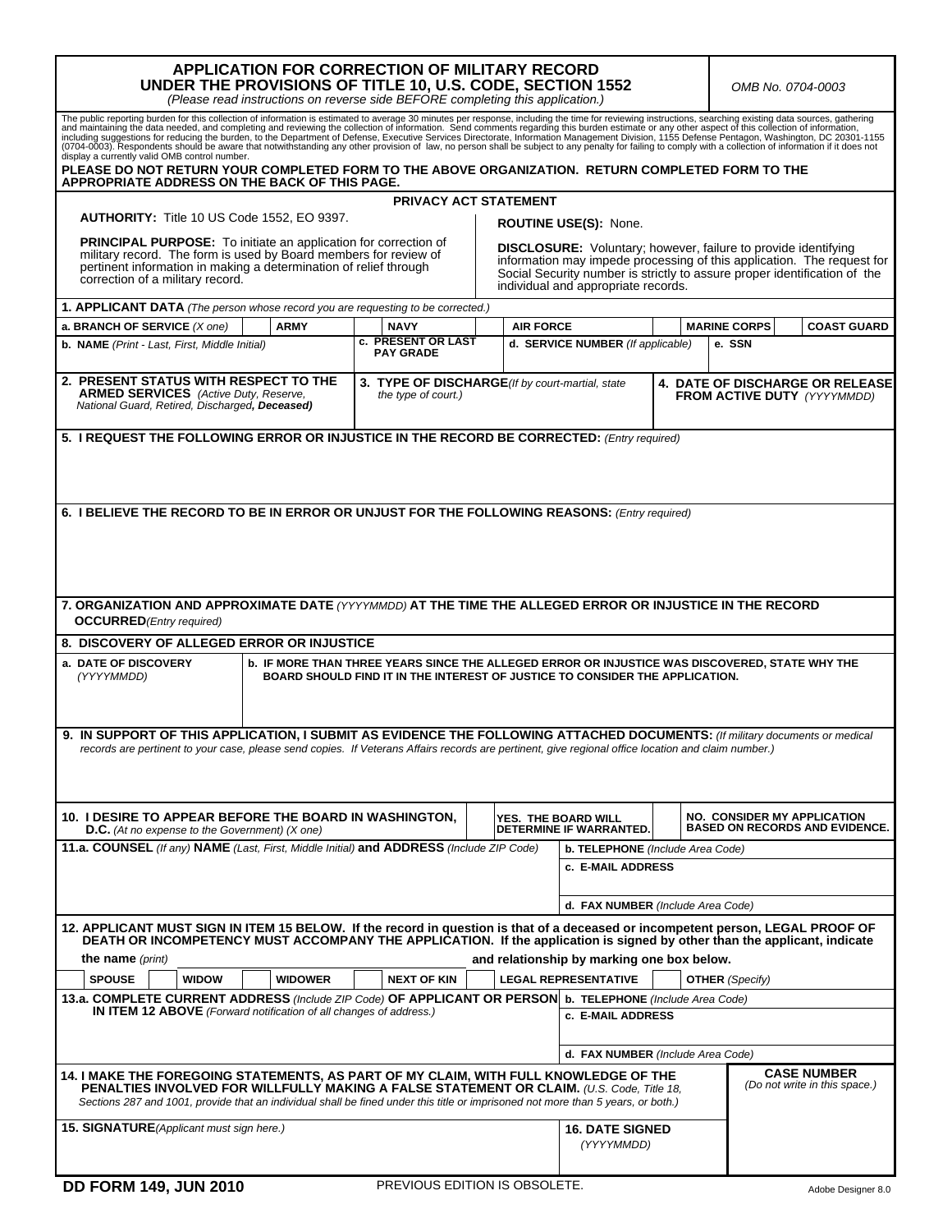# APPLICATION FOR CORRECTION OF MILITARY RECORD UNDER THE PROVISIONS OF TITLE 10, U.S. CODE, SECTION 1552

*(Please read instructions on reverse side BEFORE completing this application.)*

*OMB No. 0704-0003*

The public reporting burden for this collection of information is estimated to average 30 minutes per response, including the time for reviewing instructions, searching existing data sources, gathering and maintaining the data needed, and completing and reviewing the collection of information. Send comments regarding this burden estimate or any other aspect of this collection of information, including suggestions for reducing the burden, to the Department of Defense, Executive Services Directorate, Information Management Division, 1155 Defense Pentagon, Washington, DC 20301-1155 (0704-0003). Respondents should be aware that notwithstanding any other provision of law, no person shall be subject to any penalty for failing to comply with a collection of information if it does not display a currently valid OMB control number.

**PLEASE DO NOT RETURN YOUR COMPLETED FORM TO THE ABOVE ORGANIZATION. RETURN COMPLETED FORM TO THE APPROPRIATE ADDRESS ON THE BACK OF THIS PAGE.**

## PRIVACY ACT STATEMENT

**AUTHORITY:** Title 10 US Code 1552, EO 9397.

**PRINCIPAL PURPOSE:** To initiate an application for correction of military record. The form is used by Board members for review of pertinent information in making a determination of relief through correction of a military record.

**ROUTINE USE(S):** None.

**DISCLOSURE:** Voluntary; however, failure to provide identifying information may impede processing of this application. The request for Social Security number is strictly to assure proper identification of the individual and appropriate records.

**1. APPLICANT DATA** *(The person whose record you are requesting to be corrected.)*

| a. BRANCH OF SERVICE *(X one)* | | ARMY | | NAVY | | AIR FORCE | | MARINE CORPS | | COAST GUARD |
|---|---|---|---|---|---|---|---|---|---|---|

| b. NAME *(Print - Last, First, Middle Initial)* | c. PRESENT OR LAST PAY GRADE | d. SERVICE NUMBER *(If applicable)* | e. SSN |
|---|---|---|---|
| | | | |

| 2. PRESENT STATUS WITH RESPECT TO THE ARMED SERVICES *(Active Duty, Reserve, National Guard, Retired, Discharged, Deceased)* | 3. TYPE OF DISCHARGE *(If by court-martial, state the type of court.)* | 4. DATE OF DISCHARGE OR RELEASE FROM ACTIVE DUTY *(YYYYMMDD)* |
|---|---|---|
| | | |

**5. I REQUEST THE FOLLOWING ERROR OR INJUSTICE IN THE RECORD BE CORRECTED:** *(Entry required)*

**6. I BELIEVE THE RECORD TO BE IN ERROR OR UNJUST FOR THE FOLLOWING REASONS:** *(Entry required)*

**7. ORGANIZATION AND APPROXIMATE DATE** *(YYYYMMDD)* **AT THE TIME THE ALLEGED ERROR OR INJUSTICE IN THE RECORD OCCURRED** *(Entry required)*

**8. DISCOVERY OF ALLEGED ERROR OR INJUSTICE**

| a. DATE OF DISCOVERY *(YYYYMMDD)* | b. IF MORE THAN THREE YEARS SINCE THE ALLEGED ERROR OR INJUSTICE WAS DISCOVERED, STATE WHY THE BOARD SHOULD FIND IT IN THE INTEREST OF JUSTICE TO CONSIDER THE APPLICATION. |
|---|---|
| | |

**9. IN SUPPORT OF THIS APPLICATION, I SUBMIT AS EVIDENCE THE FOLLOWING ATTACHED DOCUMENTS:** *(If military documents or medical records are pertinent to your case, please send copies. If Veterans Affairs records are pertinent, give regional office location and claim number.)*

| 10. I DESIRE TO APPEAR BEFORE THE BOARD IN WASHINGTON, D.C. *(At no expense to the Government) (X one)* | | YES. THE BOARD WILL DETERMINE IF WARRANTED. | | NO. CONSIDER MY APPLICATION BASED ON RECORDS AND EVIDENCE. |
|---|---|---|---|---|

| 11.a. COUNSEL *(If any)* NAME *(Last, First, Middle Initial)* and ADDRESS *(Include ZIP Code)* | b. TELEPHONE *(Include Area Code)* |
|---|---|
| | c. E-MAIL ADDRESS |
| | d. FAX NUMBER *(Include Area Code)* |

**12. APPLICANT MUST SIGN IN ITEM 15 BELOW. If the record in question is that of a deceased or incompetent person, LEGAL PROOF OF DEATH OR INCOMPETENCY MUST ACCOMPANY THE APPLICATION. If the application is signed by other than the applicant, indicate the name** *(print)* \_\_\_\_\_\_\_\_\_\_ **and relationship by marking one box below.**

| SPOUSE | | WIDOW | | WIDOWER | | NEXT OF KIN | | LEGAL REPRESENTATIVE | | OTHER *(Specify)* |
|---|---|---|---|---|---|---|---|---|---|---|

| 13.a. COMPLETE CURRENT ADDRESS *(Include ZIP Code)* OF APPLICANT OR PERSON IN ITEM 12 ABOVE *(Forward notification of all changes of address.)* | b. TELEPHONE *(Include Area Code)* |
|---|---|
| | c. E-MAIL ADDRESS |
| | d. FAX NUMBER *(Include Area Code)* |

| 14. I MAKE THE FOREGOING STATEMENTS, AS PART OF MY CLAIM, WITH FULL KNOWLEDGE OF THE PENALTIES INVOLVED FOR WILLFULLY MAKING A FALSE STATEMENT OR CLAIM. *(U.S. Code, Title 18, Sections 287 and 1001, provide that an individual shall be fined under this title or imprisoned not more than 5 years, or both.)* | | CASE NUMBER *(Do not write in this space.)* |
|---|---|---|
| 15. SIGNATURE *(Applicant must sign here.)* | 16. DATE SIGNED *(YYYYMMDD)* | |

**DD FORM 149, JUN 2010** PREVIOUS EDITION IS OBSOLETE. Adobe Designer 8.0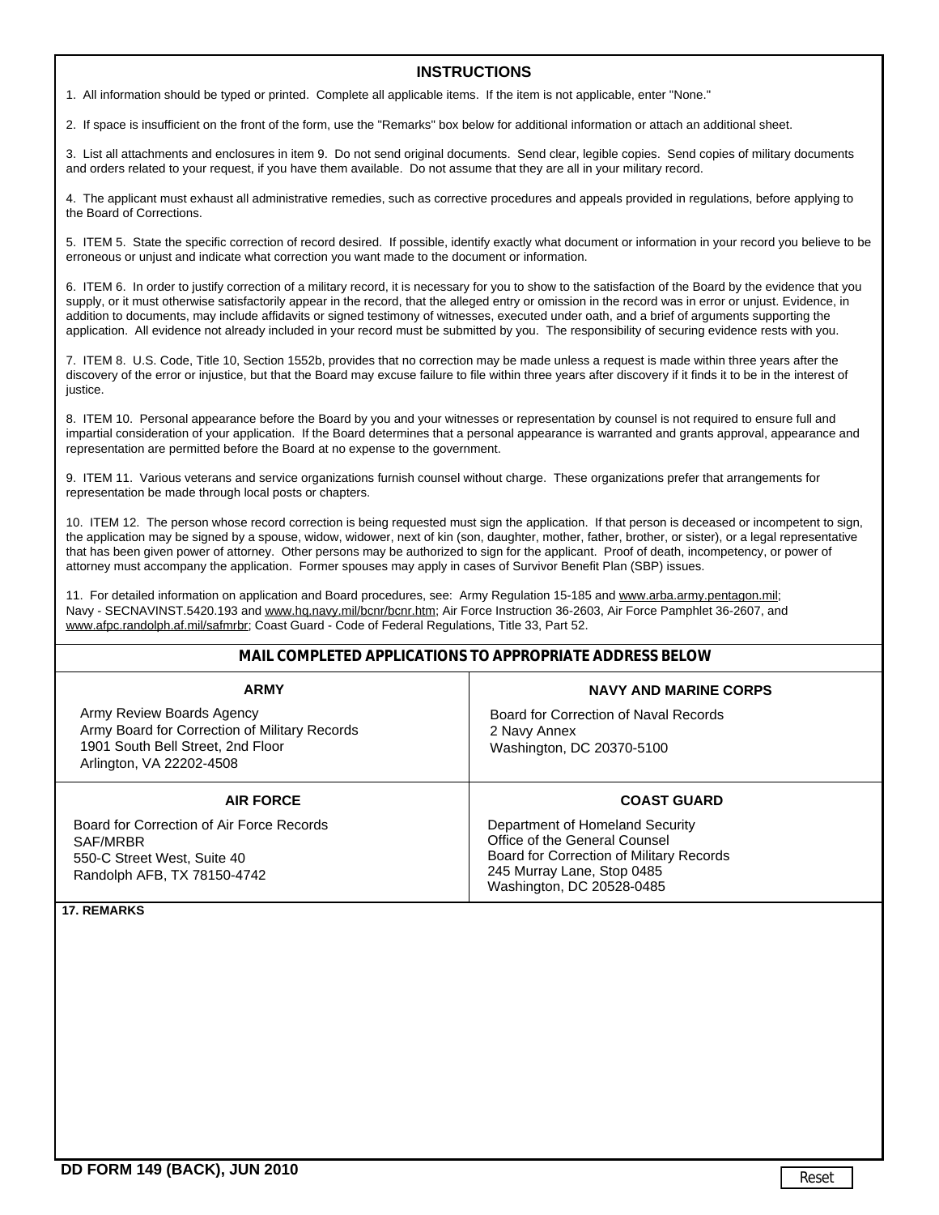## INSTRUCTIONS

1. All information should be typed or printed. Complete all applicable items. If the item is not applicable, enter "None."

2. If space is insufficient on the front of the form, use the "Remarks" box below for additional information or attach an additional sheet.

3. List all attachments and enclosures in item 9. Do not send original documents. Send clear, legible copies. Send copies of military documents and orders related to your request, if you have them available. Do not assume that they are all in your military record.

4. The applicant must exhaust all administrative remedies, such as corrective procedures and appeals provided in regulations, before applying to the Board of Corrections.

5. ITEM 5. State the specific correction of record desired. If possible, identify exactly what document or information in your record you believe to be erroneous or unjust and indicate what correction you want made to the document or information.

6. ITEM 6. In order to justify correction of a military record, it is necessary for you to show to the satisfaction of the Board by the evidence that you supply, or it must otherwise satisfactorily appear in the record, that the alleged entry or omission in the record was in error or unjust. Evidence, in addition to documents, may include affidavits or signed testimony of witnesses, executed under oath, and a brief of arguments supporting the application. All evidence not already included in your record must be submitted by you. The responsibility of securing evidence rests with you.

7. ITEM 8. U.S. Code, Title 10, Section 1552b, provides that no correction may be made unless a request is made within three years after the discovery of the error or injustice, but that the Board may excuse failure to file within three years after discovery if it finds it to be in the interest of justice.

8. ITEM 10. Personal appearance before the Board by you and your witnesses or representation by counsel is not required to ensure full and impartial consideration of your application. If the Board determines that a personal appearance is warranted and grants approval, appearance and representation are permitted before the Board at no expense to the government.

9. ITEM 11. Various veterans and service organizations furnish counsel without charge. These organizations prefer that arrangements for representation be made through local posts or chapters.

10. ITEM 12. The person whose record correction is being requested must sign the application. If that person is deceased or incompetent to sign, the application may be signed by a spouse, widow, widower, next of kin (son, daughter, mother, father, brother, or sister), or a legal representative that has been given power of attorney. Other persons may be authorized to sign for the applicant. Proof of death, incompetency, or power of attorney must accompany the application. Former spouses may apply in cases of Survivor Benefit Plan (SBP) issues.

11. For detailed information on application and Board procedures, see: Army Regulation 15-185 and www.arba.army.pentagon.mil; Navy - SECNAVINST.5420.193 and www.hq.navy.mil/bcnr/bcnr.htm; Air Force Instruction 36-2603, Air Force Pamphlet 36-2607, and www.afpc.randolph.af.mil/safmrbr; Coast Guard - Code of Federal Regulations, Title 33, Part 52.

## MAIL COMPLETED APPLICATIONS TO APPROPRIATE ADDRESS BELOW

| ARMY | NAVY AND MARINE CORPS |
|---|---|
| Army Review Boards Agency<br>Army Board for Correction of Military Records<br>1901 South Bell Street, 2nd Floor<br>Arlington, VA 22202-4508 | Board for Correction of Naval Records<br>2 Navy Annex<br>Washington, DC 20370-5100 |
| **AIR FORCE** | **COAST GUARD** |
| Board for Correction of Air Force Records<br>SAF/MRBR<br>550-C Street West, Suite 40<br>Randolph AFB, TX 78150-4742 | Department of Homeland Security<br>Office of the General Counsel<br>Board for Correction of Military Records<br>245 Murray Lane, Stop 0485<br>Washington, DC 20528-0485 |

**17. REMARKS**

**DD FORM 149 (BACK), JUN 2010**

Reset